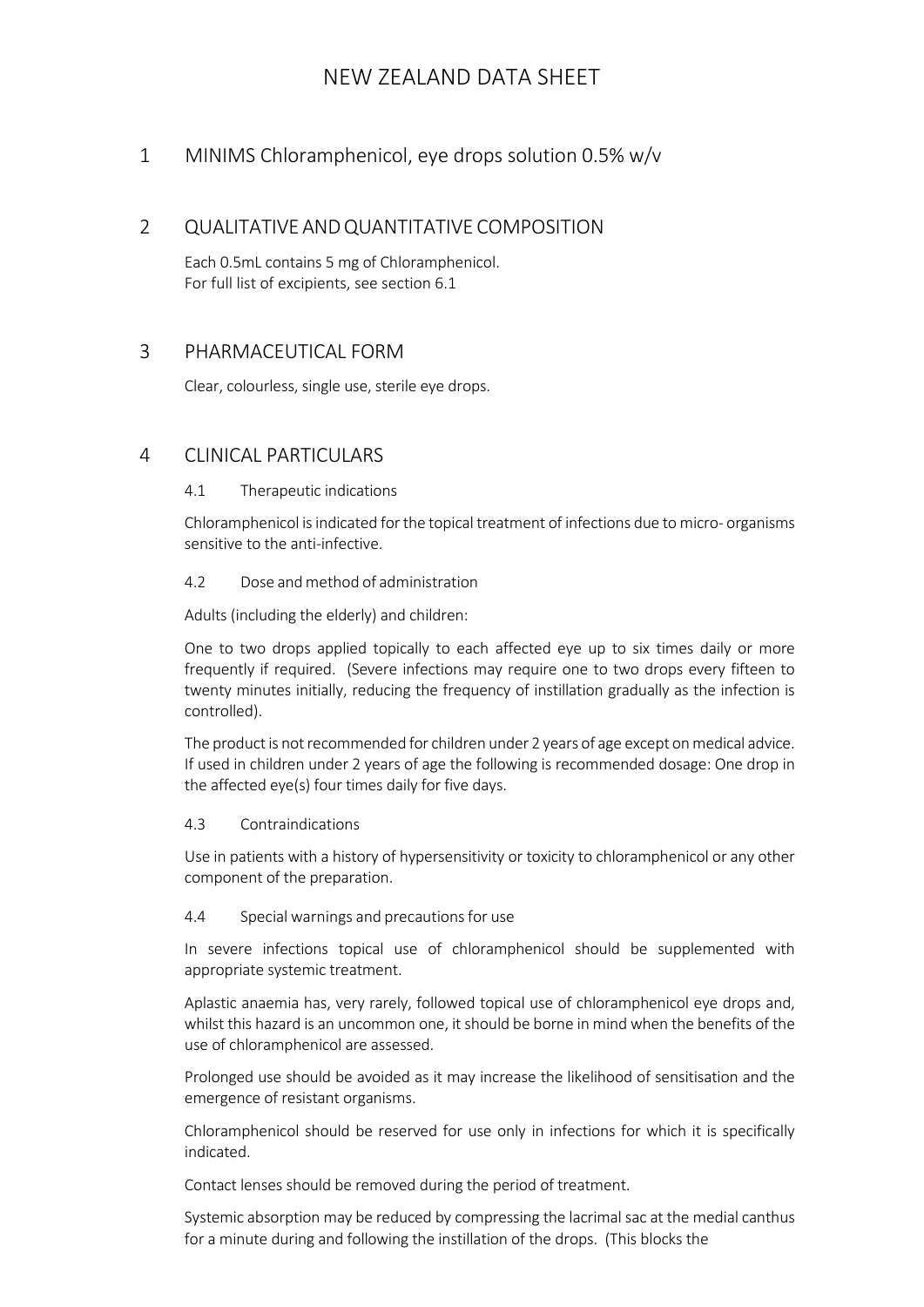# NEW ZEALAND DATA SHEET

## 1 MINIMS Chloramphenicol, eye drops solution 0.5% w/v

## 2 QUALITATIVE AND QUANTITATIVE COMPOSITION

Each 0.5mL contains 5 mg of Chloramphenicol.
For full list of excipients, see section 6.1

## 3 PHARMACEUTICAL FORM

Clear, colourless, single use, sterile eye drops.

## 4 CLINICAL PARTICULARS

### 4.1 Therapeutic indications

Chloramphenicol is indicated for the topical treatment of infections due to micro- organisms sensitive to the anti-infective.

### 4.2 Dose and method of administration

Adults (including the elderly) and children:

One to two drops applied topically to each affected eye up to six times daily or more frequently if required. (Severe infections may require one to two drops every fifteen to twenty minutes initially, reducing the frequency of instillation gradually as the infection is controlled).

The product is not recommended for children under 2 years of age except on medical advice. If used in children under 2 years of age the following is recommended dosage: One drop in the affected eye(s) four times daily for five days.

### 4.3 Contraindications

Use in patients with a history of hypersensitivity or toxicity to chloramphenicol or any other component of the preparation.

### 4.4 Special warnings and precautions for use

In severe infections topical use of chloramphenicol should be supplemented with appropriate systemic treatment.

Aplastic anaemia has, very rarely, followed topical use of chloramphenicol eye drops and, whilst this hazard is an uncommon one, it should be borne in mind when the benefits of the use of chloramphenicol are assessed.

Prolonged use should be avoided as it may increase the likelihood of sensitisation and the emergence of resistant organisms.

Chloramphenicol should be reserved for use only in infections for which it is specifically indicated.

Contact lenses should be removed during the period of treatment.

Systemic absorption may be reduced by compressing the lacrimal sac at the medial canthus for a minute during and following the instillation of the drops. (This blocks the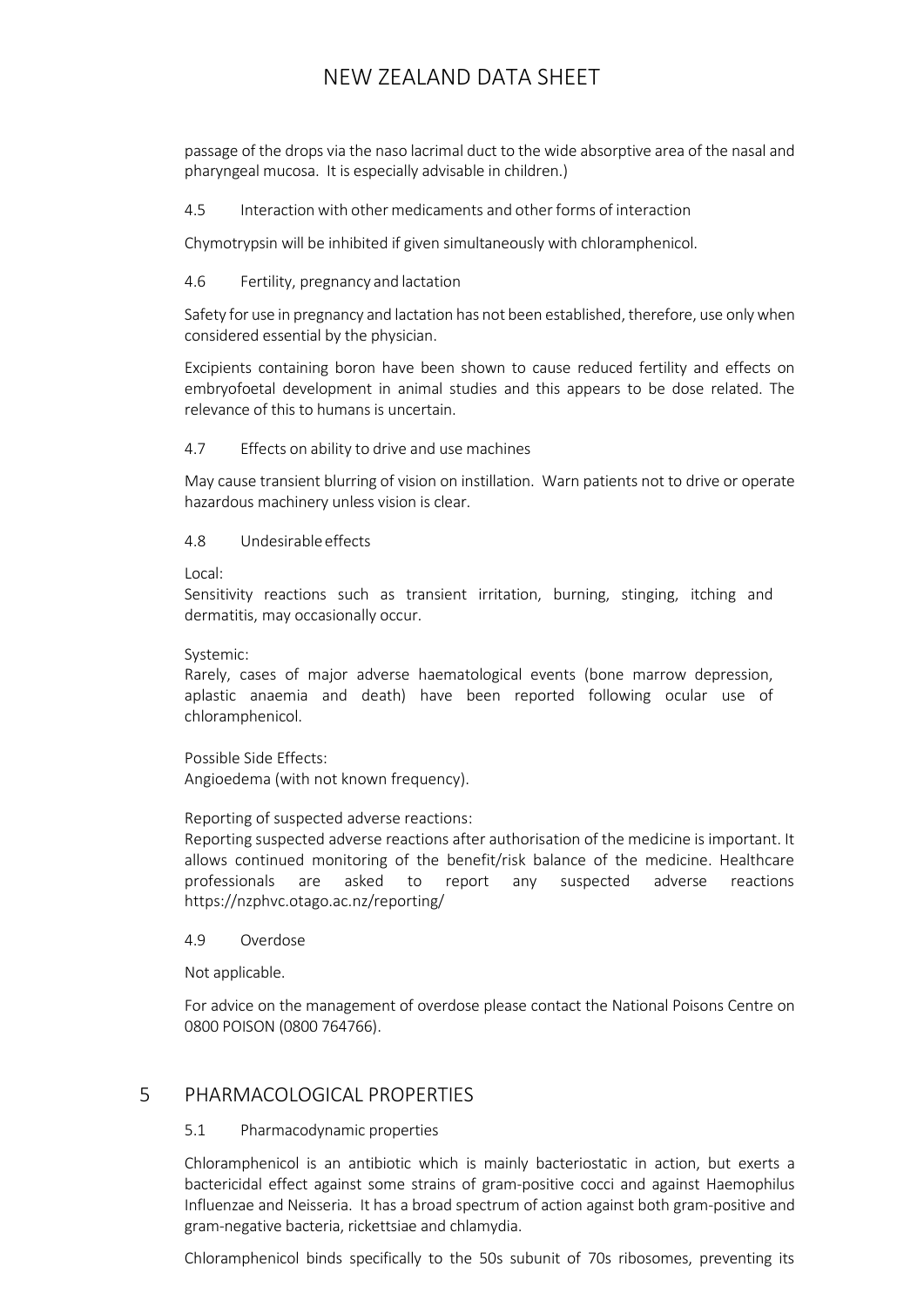passage of the drops via the naso lacrimal duct to the wide absorptive area of the nasal and pharyngeal mucosa. It is especially advisable in children.)

### 4.5 Interaction with other medicaments and other forms of interaction

Chymotrypsin will be inhibited if given simultaneously with chloramphenicol.

### 4.6 Fertility, pregnancy and lactation

Safety for use in pregnancy and lactation has not been established, therefore, use only when considered essential by the physician.

Excipients containing boron have been shown to cause reduced fertility and effects on embryofoetal development in animal studies and this appears to be dose related. The relevance of this to humans is uncertain.

### 4.7 Effects on ability to drive and use machines

May cause transient blurring of vision on instillation. Warn patients not to drive or operate hazardous machinery unless vision is clear.

### 4.8 Undesirable effects

Local:
Sensitivity reactions such as transient irritation, burning, stinging, itching and dermatitis, may occasionally occur.

Systemic:
Rarely, cases of major adverse haematological events (bone marrow depression, aplastic anaemia and death) have been reported following ocular use of chloramphenicol.

Possible Side Effects:
Angioedema (with not known frequency).

Reporting of suspected adverse reactions:
Reporting suspected adverse reactions after authorisation of the medicine is important. It allows continued monitoring of the benefit/risk balance of the medicine. Healthcare professionals are asked to report any suspected adverse reactions https://nzphvc.otago.ac.nz/reporting/

### 4.9 Overdose

Not applicable.

For advice on the management of overdose please contact the National Poisons Centre on 0800 POISON (0800 764766).

## 5 PHARMACOLOGICAL PROPERTIES

### 5.1 Pharmacodynamic properties

Chloramphenicol is an antibiotic which is mainly bacteriostatic in action, but exerts a bactericidal effect against some strains of gram-positive cocci and against Haemophilus Influenzae and Neisseria. It has a broad spectrum of action against both gram-positive and gram-negative bacteria, rickettsiae and chlamydia.

Chloramphenicol binds specifically to the 50s subunit of 70s ribosomes, preventing its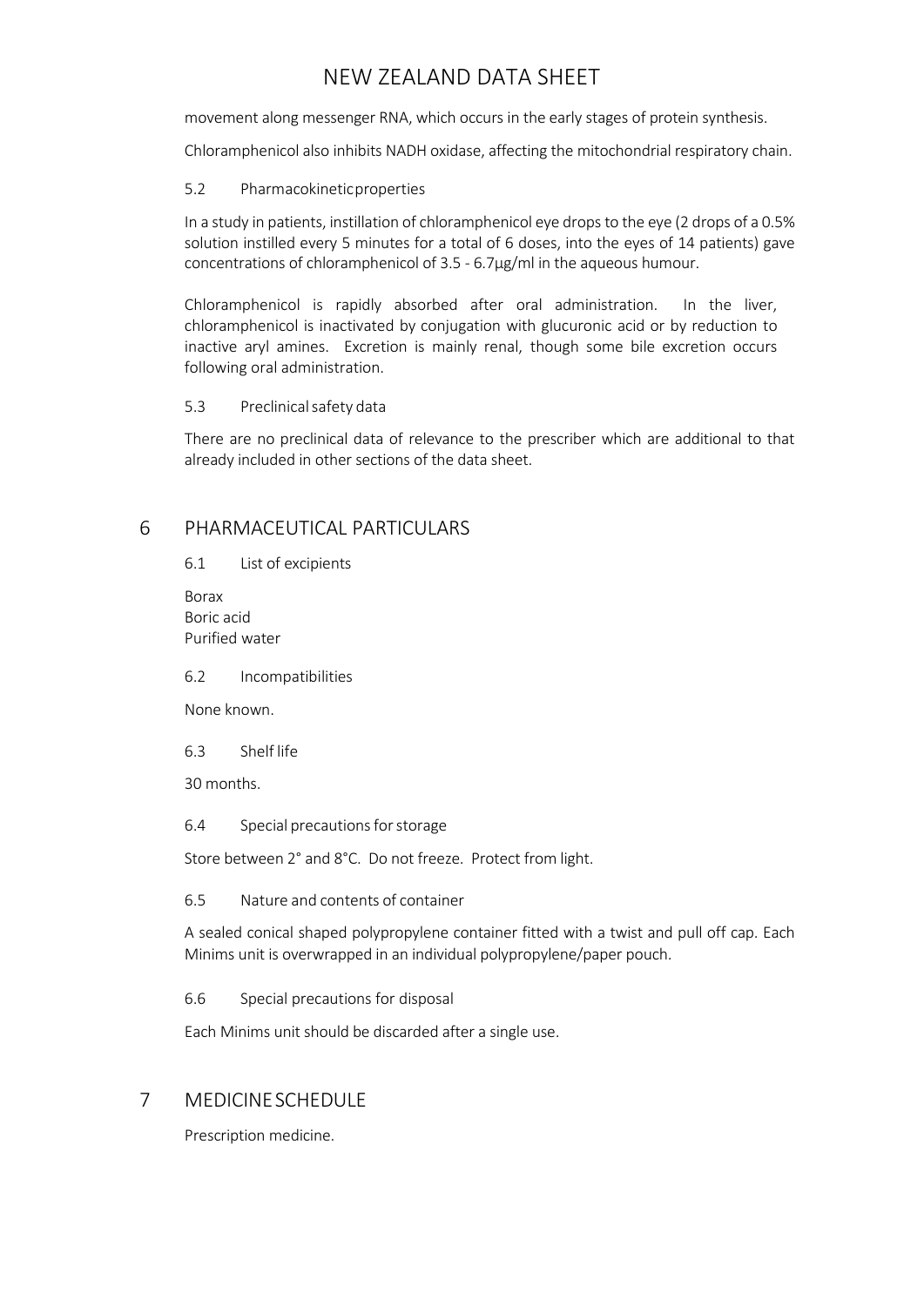movement along messenger RNA, which occurs in the early stages of protein synthesis.

Chloramphenicol also inhibits NADH oxidase, affecting the mitochondrial respiratory chain.

### 5.2 Pharmacokinetic properties

In a study in patients, instillation of chloramphenicol eye drops to the eye (2 drops of a 0.5% solution instilled every 5 minutes for a total of 6 doses, into the eyes of 14 patients) gave concentrations of chloramphenicol of 3.5 - 6.7µg/ml in the aqueous humour.

Chloramphenicol is rapidly absorbed after oral administration. In the liver, chloramphenicol is inactivated by conjugation with glucuronic acid or by reduction to inactive aryl amines. Excretion is mainly renal, though some bile excretion occurs following oral administration.

### 5.3 Preclinical safety data

There are no preclinical data of relevance to the prescriber which are additional to that already included in other sections of the data sheet.

## 6 PHARMACEUTICAL PARTICULARS

### 6.1 List of excipients

Borax
Boric acid
Purified water

### 6.2 Incompatibilities

None known.

### 6.3 Shelf life

30 months.

### 6.4 Special precautions for storage

Store between 2° and 8°C. Do not freeze. Protect from light.

### 6.5 Nature and contents of container

A sealed conical shaped polypropylene container fitted with a twist and pull off cap. Each Minims unit is overwrapped in an individual polypropylene/paper pouch.

### 6.6 Special precautions for disposal

Each Minims unit should be discarded after a single use.

## 7 MEDICINE SCHEDULE

Prescription medicine.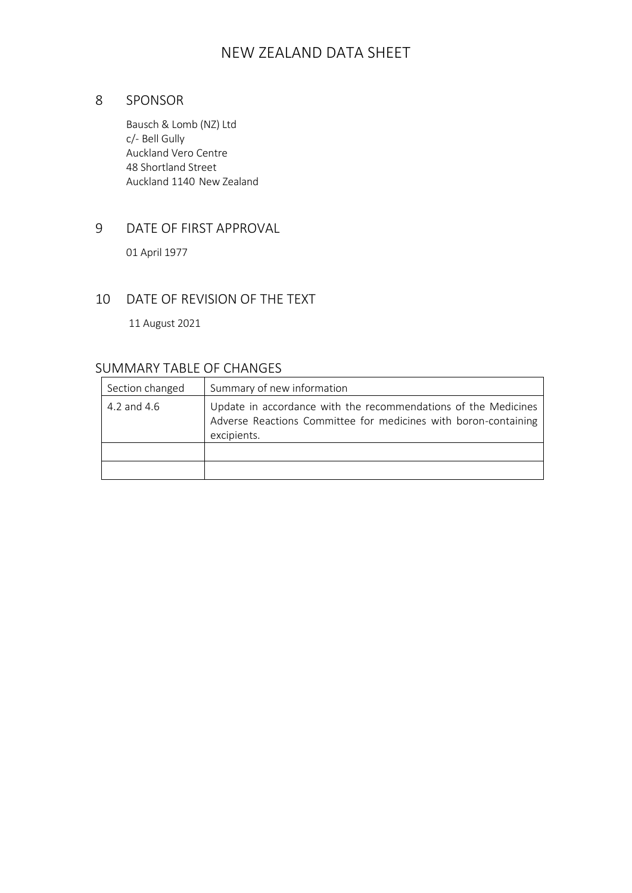# NEW ZEALAND DATA SHEET

## 8 SPONSOR

Bausch & Lomb (NZ) Ltd
c/- Bell Gully
Auckland Vero Centre
48 Shortland Street
Auckland 1140 New Zealand

## 9 DATE OF FIRST APPROVAL

01 April 1977

## 10 DATE OF REVISION OF THE TEXT

11 August 2021

## SUMMARY TABLE OF CHANGES

| Section changed | Summary of new information |
|---|---|
| 4.2 and 4.6 | Update in accordance with the recommendations of the Medicines Adverse Reactions Committee for medicines with boron-containing excipients. |
| | |
| | |